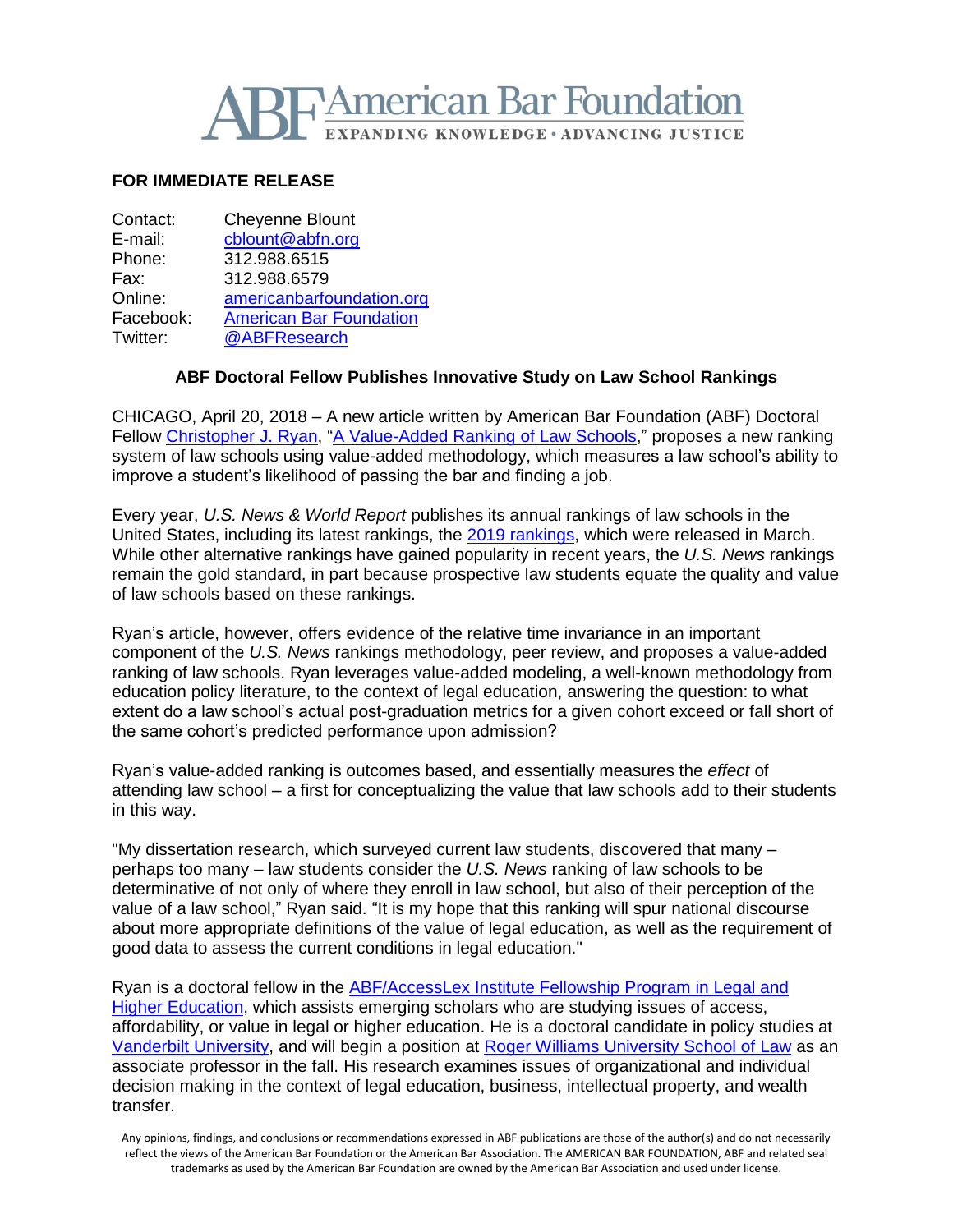# ABF American Bar Foundation

EXPANDING KNOWLEDGE • ADVANCING JUSTICE

**FOR IMMEDIATE RELEASE**

| | |
|---|---|
| Contact: | Cheyenne Blount |
| E-mail: | cblount@abfn.org |
| Phone: | 312.988.6515 |
| Fax: | 312.988.6579 |
| Online: | americanbarfoundation.org |
| Facebook: | American Bar Foundation |
| Twitter: | @ABFResearch |

**ABF Doctoral Fellow Publishes Innovative Study on Law School Rankings**

CHICAGO, April 20, 2018 – A new article written by American Bar Foundation (ABF) Doctoral Fellow Christopher J. Ryan, "A Value-Added Ranking of Law Schools," proposes a new ranking system of law schools using value-added methodology, which measures a law school's ability to improve a student's likelihood of passing the bar and finding a job.

Every year, *U.S. News & World Report* publishes its annual rankings of law schools in the United States, including its latest rankings, the 2019 rankings, which were released in March. While other alternative rankings have gained popularity in recent years, the *U.S. News* rankings remain the gold standard, in part because prospective law students equate the quality and value of law schools based on these rankings.

Ryan's article, however, offers evidence of the relative time invariance in an important component of the *U.S. News* rankings methodology, peer review, and proposes a value-added ranking of law schools. Ryan leverages value-added modeling, a well-known methodology from education policy literature, to the context of legal education, answering the question: to what extent do a law school's actual post-graduation metrics for a given cohort exceed or fall short of the same cohort's predicted performance upon admission?

Ryan's value-added ranking is outcomes based, and essentially measures the *effect* of attending law school – a first for conceptualizing the value that law schools add to their students in this way.

"My dissertation research, which surveyed current law students, discovered that many – perhaps too many – law students consider the *U.S. News* ranking of law schools to be determinative of not only of where they enroll in law school, but also of their perception of the value of a law school," Ryan said. "It is my hope that this ranking will spur national discourse about more appropriate definitions of the value of legal education, as well as the requirement of good data to assess the current conditions in legal education."

Ryan is a doctoral fellow in the ABF/AccessLex Institute Fellowship Program in Legal and Higher Education, which assists emerging scholars who are studying issues of access, affordability, or value in legal or higher education. He is a doctoral candidate in policy studies at Vanderbilt University, and will begin a position at Roger Williams University School of Law as an associate professor in the fall. His research examines issues of organizational and individual decision making in the context of legal education, business, intellectual property, and wealth transfer.

Any opinions, findings, and conclusions or recommendations expressed in ABF publications are those of the author(s) and do not necessarily reflect the views of the American Bar Foundation or the American Bar Association. The AMERICAN BAR FOUNDATION, ABF and related seal trademarks as used by the American Bar Foundation are owned by the American Bar Association and used under license.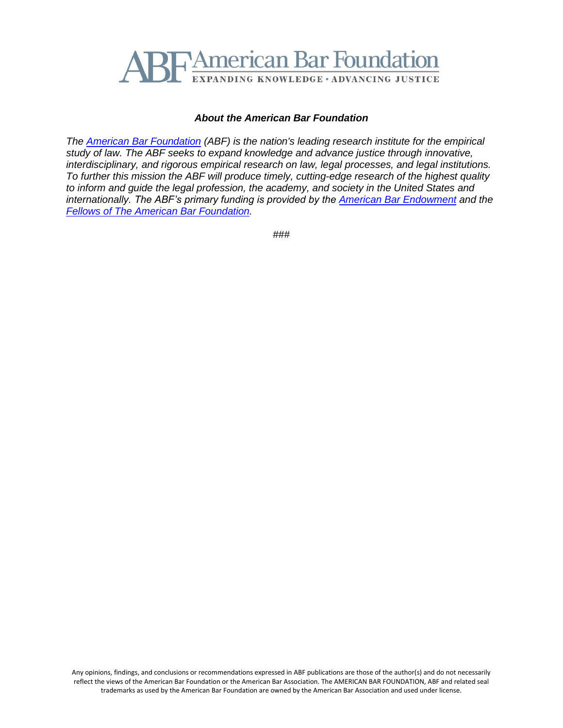# ABF American Bar Foundation

EXPANDING KNOWLEDGE • ADVANCING JUSTICE

***About the American Bar Foundation***

*The [American Bar Foundation]() (ABF) is the nation's leading research institute for the empirical study of law. The ABF seeks to expand knowledge and advance justice through innovative, interdisciplinary, and rigorous empirical research on law, legal processes, and legal institutions. To further this mission the ABF will produce timely, cutting-edge research of the highest quality to inform and guide the legal profession, the academy, and society in the United States and internationally. The ABF's primary funding is provided by the [American Bar Endowment]() and the [Fellows of The American Bar Foundation]().*

###

Any opinions, findings, and conclusions or recommendations expressed in ABF publications are those of the author(s) and do not necessarily reflect the views of the American Bar Foundation or the American Bar Association. The AMERICAN BAR FOUNDATION, ABF and related seal trademarks as used by the American Bar Foundation are owned by the American Bar Association and used under license.